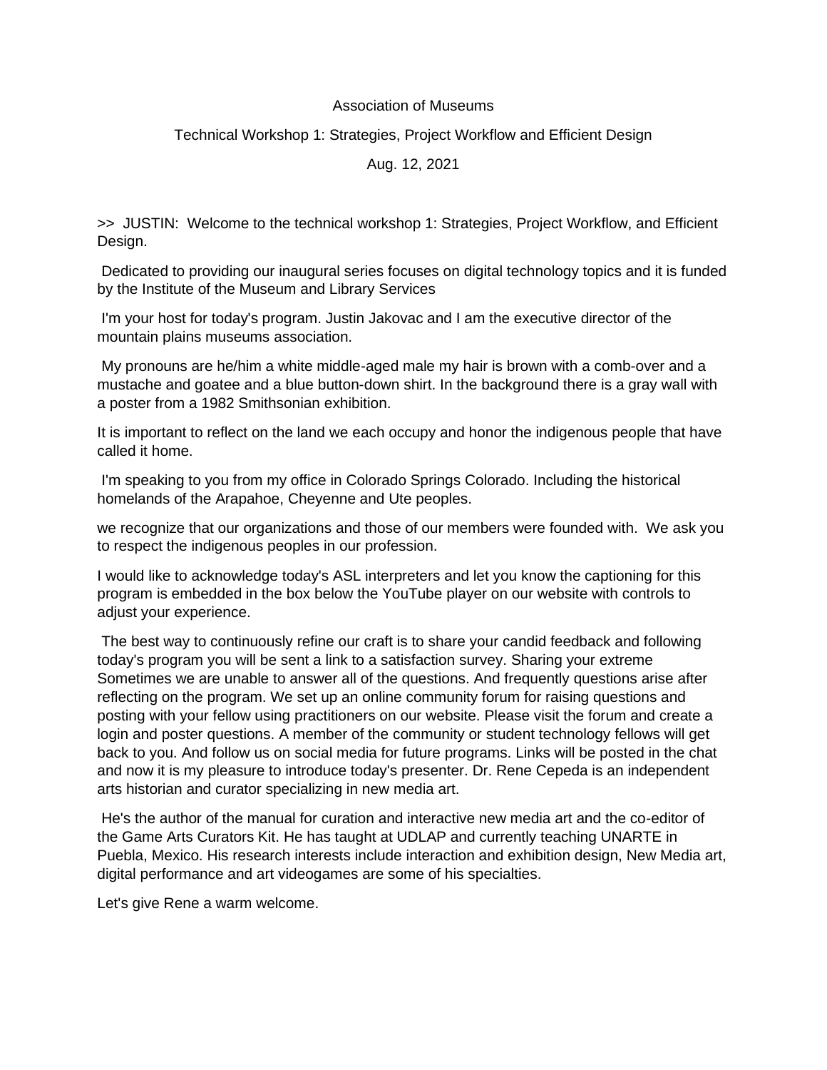Association of Museums

Technical Workshop 1: Strategies, Project Workflow and Efficient Design

Aug. 12, 2021

>> JUSTIN: Welcome to the technical workshop 1: Strategies, Project Workflow, and Efficient Design.

Dedicated to providing our inaugural series focuses on digital technology topics and it is funded by the Institute of the Museum and Library Services

I'm your host for today's program. Justin Jakovac and I am the executive director of the mountain plains museums association.

My pronouns are he/him a white middle-aged male my hair is brown with a comb-over and a mustache and goatee and a blue button-down shirt. In the background there is a gray wall with a poster from a 1982 Smithsonian exhibition.

It is important to reflect on the land we each occupy and honor the indigenous people that have called it home.

I'm speaking to you from my office in Colorado Springs Colorado. Including the historical homelands of the Arapahoe, Cheyenne and Ute peoples.

we recognize that our organizations and those of our members were founded with. We ask you to respect the indigenous peoples in our profession.

I would like to acknowledge today's ASL interpreters and let you know the captioning for this program is embedded in the box below the YouTube player on our website with controls to adjust your experience.

The best way to continuously refine our craft is to share your candid feedback and following today's program you will be sent a link to a satisfaction survey. Sharing your extreme Sometimes we are unable to answer all of the questions. And frequently questions arise after reflecting on the program. We set up an online community forum for raising questions and posting with your fellow using practitioners on our website. Please visit the forum and create a login and poster questions. A member of the community or student technology fellows will get back to you. And follow us on social media for future programs. Links will be posted in the chat and now it is my pleasure to introduce today's presenter. Dr. Rene Cepeda is an independent arts historian and curator specializing in new media art.

He's the author of the manual for curation and interactive new media art and the co-editor of the Game Arts Curators Kit. He has taught at UDLAP and currently teaching UNARTE in Puebla, Mexico. His research interests include interaction and exhibition design, New Media art, digital performance and art videogames are some of his specialties.

Let's give Rene a warm welcome.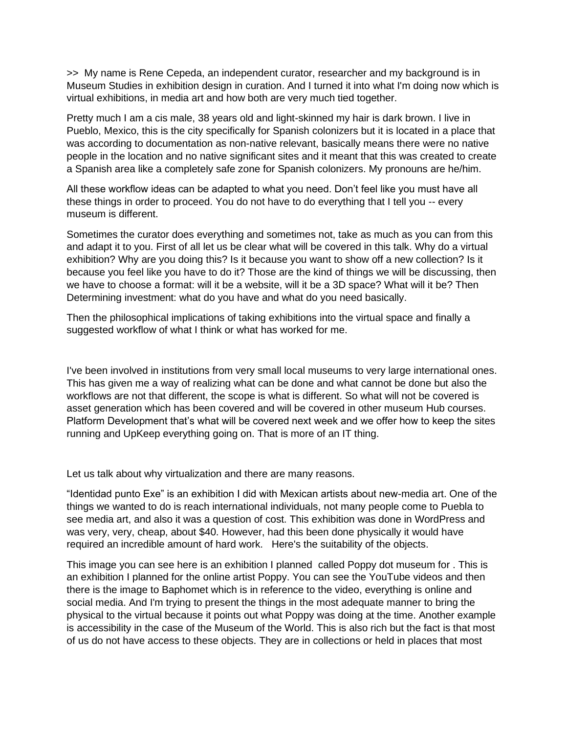>> My name is Rene Cepeda, an independent curator, researcher and my background is in Museum Studies in exhibition design in curation. And I turned it into what I'm doing now which is virtual exhibitions, in media art and how both are very much tied together.

Pretty much I am a cis male, 38 years old and light-skinned my hair is dark brown. I live in Pueblo, Mexico, this is the city specifically for Spanish colonizers but it is located in a place that was according to documentation as non-native relevant, basically means there were no native people in the location and no native significant sites and it meant that this was created to create a Spanish area like a completely safe zone for Spanish colonizers. My pronouns are he/him.

All these workflow ideas can be adapted to what you need. Don't feel like you must have all these things in order to proceed. You do not have to do everything that I tell you -- every museum is different.

Sometimes the curator does everything and sometimes not, take as much as you can from this and adapt it to you. First of all let us be clear what will be covered in this talk. Why do a virtual exhibition? Why are you doing this? Is it because you want to show off a new collection? Is it because you feel like you have to do it? Those are the kind of things we will be discussing, then we have to choose a format: will it be a website, will it be a 3D space? What will it be? Then Determining investment: what do you have and what do you need basically.

Then the philosophical implications of taking exhibitions into the virtual space and finally a suggested workflow of what I think or what has worked for me.

I've been involved in institutions from very small local museums to very large international ones. This has given me a way of realizing what can be done and what cannot be done but also the workflows are not that different, the scope is what is different. So what will not be covered is asset generation which has been covered and will be covered in other museum Hub courses. Platform Development that's what will be covered next week and we offer how to keep the sites running and UpKeep everything going on. That is more of an IT thing.

Let us talk about why virtualization and there are many reasons.

"Identidad punto Exe" is an exhibition I did with Mexican artists about new-media art. One of the things we wanted to do is reach international individuals, not many people come to Puebla to see media art, and also it was a question of cost. This exhibition was done in WordPress and was very, very, cheap, about $40. However, had this been done physically it would have required an incredible amount of hard work. Here's the suitability of the objects.

This image you can see here is an exhibition I planned called Poppy dot museum for . This is an exhibition I planned for the online artist Poppy. You can see the YouTube videos and then there is the image to Baphomet which is in reference to the video, everything is online and social media. And I'm trying to present the things in the most adequate manner to bring the physical to the virtual because it points out what Poppy was doing at the time. Another example is accessibility in the case of the Museum of the World. This is also rich but the fact is that most of us do not have access to these objects. They are in collections or held in places that most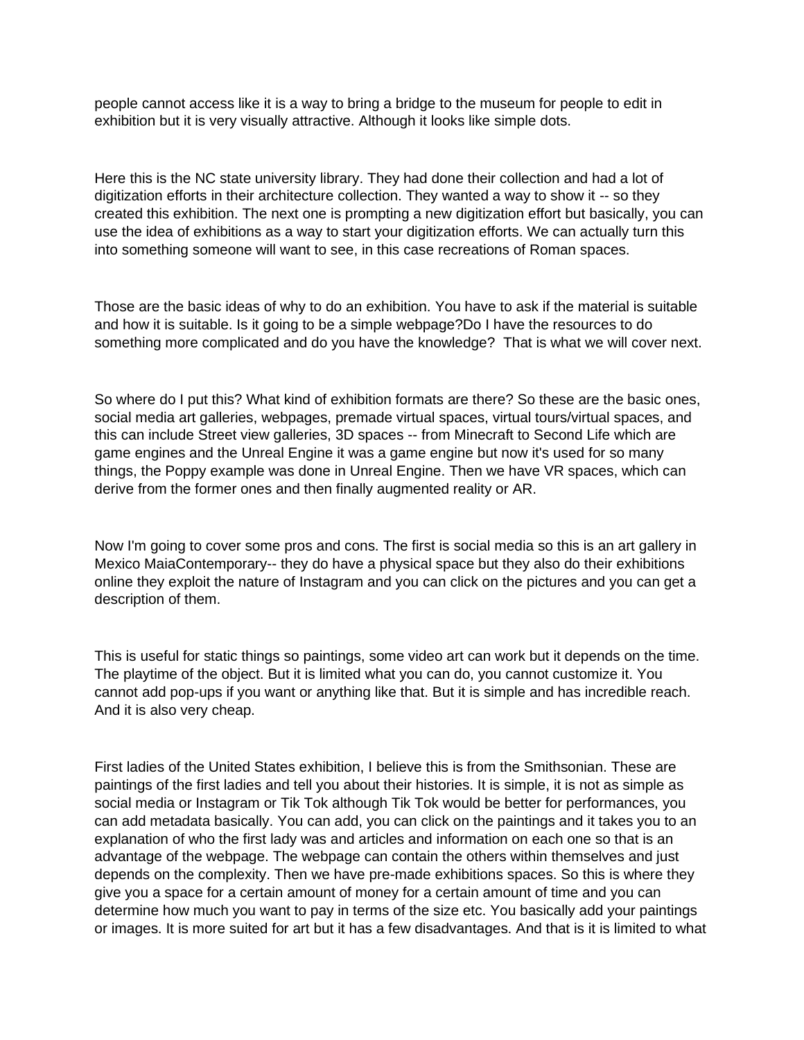people cannot access like it is a way to bring a bridge to the museum for people to edit in exhibition but it is very visually attractive. Although it looks like simple dots.

Here this is the NC state university library. They had done their collection and had a lot of digitization efforts in their architecture collection. They wanted a way to show it -- so they created this exhibition. The next one is prompting a new digitization effort but basically, you can use the idea of exhibitions as a way to start your digitization efforts. We can actually turn this into something someone will want to see, in this case recreations of Roman spaces.

Those are the basic ideas of why to do an exhibition. You have to ask if the material is suitable and how it is suitable. Is it going to be a simple webpage?Do I have the resources to do something more complicated and do you have the knowledge?  That is what we will cover next.

So where do I put this? What kind of exhibition formats are there? So these are the basic ones, social media art galleries, webpages, premade virtual spaces, virtual tours/virtual spaces, and this can include Street view galleries, 3D spaces -- from Minecraft to Second Life which are game engines and the Unreal Engine it was a game engine but now it's used for so many things, the Poppy example was done in Unreal Engine. Then we have VR spaces, which can derive from the former ones and then finally augmented reality or AR.

Now I'm going to cover some pros and cons. The first is social media so this is an art gallery in Mexico MaiaContemporary-- they do have a physical space but they also do their exhibitions online they exploit the nature of Instagram and you can click on the pictures and you can get a description of them.

This is useful for static things so paintings, some video art can work but it depends on the time. The playtime of the object. But it is limited what you can do, you cannot customize it. You cannot add pop-ups if you want or anything like that. But it is simple and has incredible reach. And it is also very cheap.

First ladies of the United States exhibition, I believe this is from the Smithsonian. These are paintings of the first ladies and tell you about their histories. It is simple, it is not as simple as social media or Instagram or Tik Tok although Tik Tok would be better for performances, you can add metadata basically. You can add, you can click on the paintings and it takes you to an explanation of who the first lady was and articles and information on each one so that is an advantage of the webpage. The webpage can contain the others within themselves and just depends on the complexity. Then we have pre-made exhibitions spaces. So this is where they give you a space for a certain amount of money for a certain amount of time and you can determine how much you want to pay in terms of the size etc. You basically add your paintings or images. It is more suited for art but it has a few disadvantages. And that is it is limited to what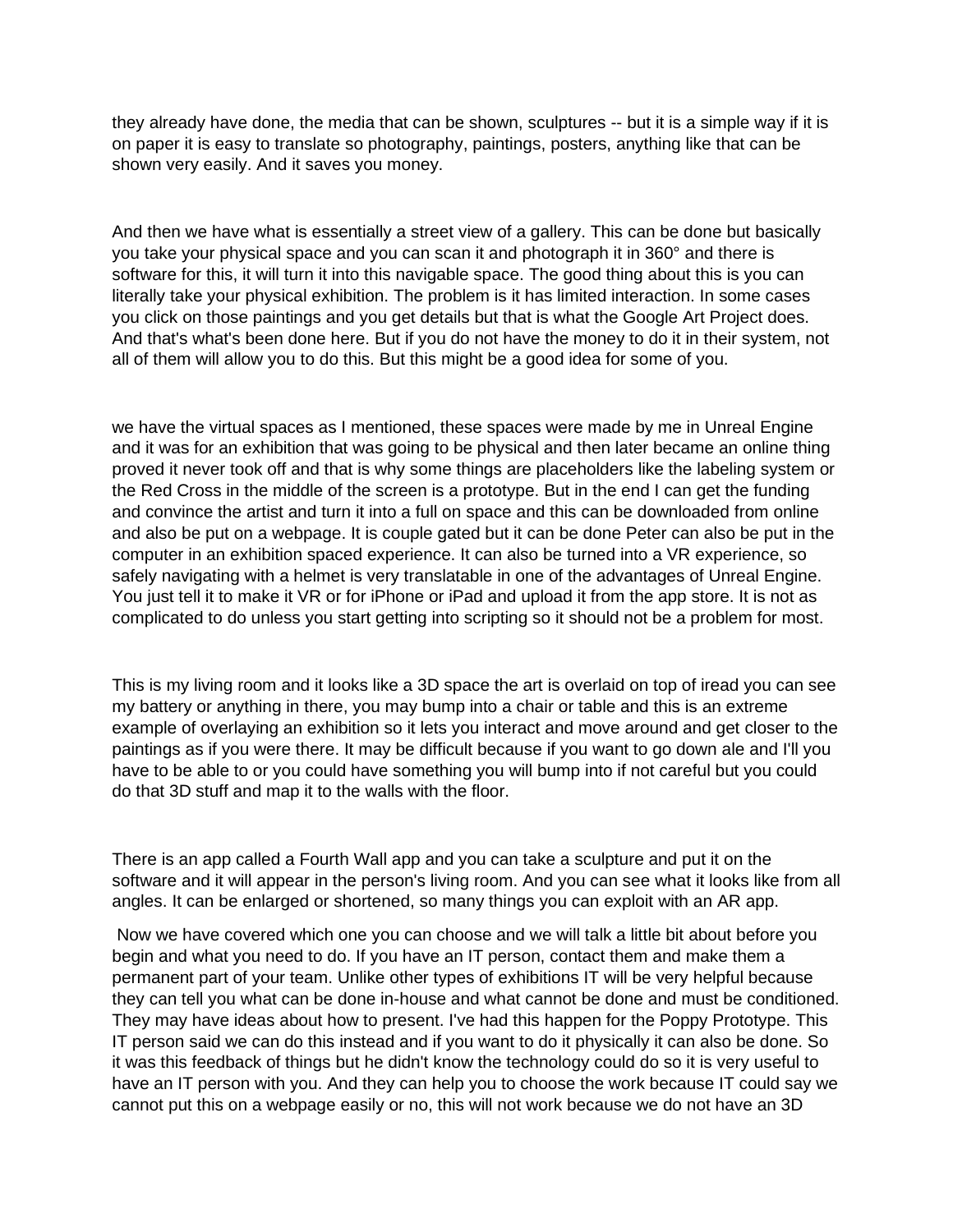they already have done, the media that can be shown, sculptures -- but it is a simple way if it is on paper it is easy to translate so photography, paintings, posters, anything like that can be shown very easily. And it saves you money.

And then we have what is essentially a street view of a gallery. This can be done but basically you take your physical space and you can scan it and photograph it in 360° and there is software for this, it will turn it into this navigable space. The good thing about this is you can literally take your physical exhibition. The problem is it has limited interaction. In some cases you click on those paintings and you get details but that is what the Google Art Project does. And that's what's been done here. But if you do not have the money to do it in their system, not all of them will allow you to do this. But this might be a good idea for some of you.

we have the virtual spaces as I mentioned, these spaces were made by me in Unreal Engine and it was for an exhibition that was going to be physical and then later became an online thing proved it never took off and that is why some things are placeholders like the labeling system or the Red Cross in the middle of the screen is a prototype. But in the end I can get the funding and convince the artist and turn it into a full on space and this can be downloaded from online and also be put on a webpage. It is couple gated but it can be done Peter can also be put in the computer in an exhibition spaced experience. It can also be turned into a VR experience, so safely navigating with a helmet is very translatable in one of the advantages of Unreal Engine. You just tell it to make it VR or for iPhone or iPad and upload it from the app store. It is not as complicated to do unless you start getting into scripting so it should not be a problem for most.

This is my living room and it looks like a 3D space the art is overlaid on top of iread you can see my battery or anything in there, you may bump into a chair or table and this is an extreme example of overlaying an exhibition so it lets you interact and move around and get closer to the paintings as if you were there. It may be difficult because if you want to go down ale and I'll you have to be able to or you could have something you will bump into if not careful but you could do that 3D stuff and map it to the walls with the floor.

There is an app called a Fourth Wall app and you can take a sculpture and put it on the software and it will appear in the person's living room. And you can see what it looks like from all angles. It can be enlarged or shortened, so many things you can exploit with an AR app.

Now we have covered which one you can choose and we will talk a little bit about before you begin and what you need to do. If you have an IT person, contact them and make them a permanent part of your team. Unlike other types of exhibitions IT will be very helpful because they can tell you what can be done in-house and what cannot be done and must be conditioned. They may have ideas about how to present. I've had this happen for the Poppy Prototype. This IT person said we can do this instead and if you want to do it physically it can also be done. So it was this feedback of things but he didn't know the technology could do so it is very useful to have an IT person with you. And they can help you to choose the work because IT could say we cannot put this on a webpage easily or no, this will not work because we do not have an 3D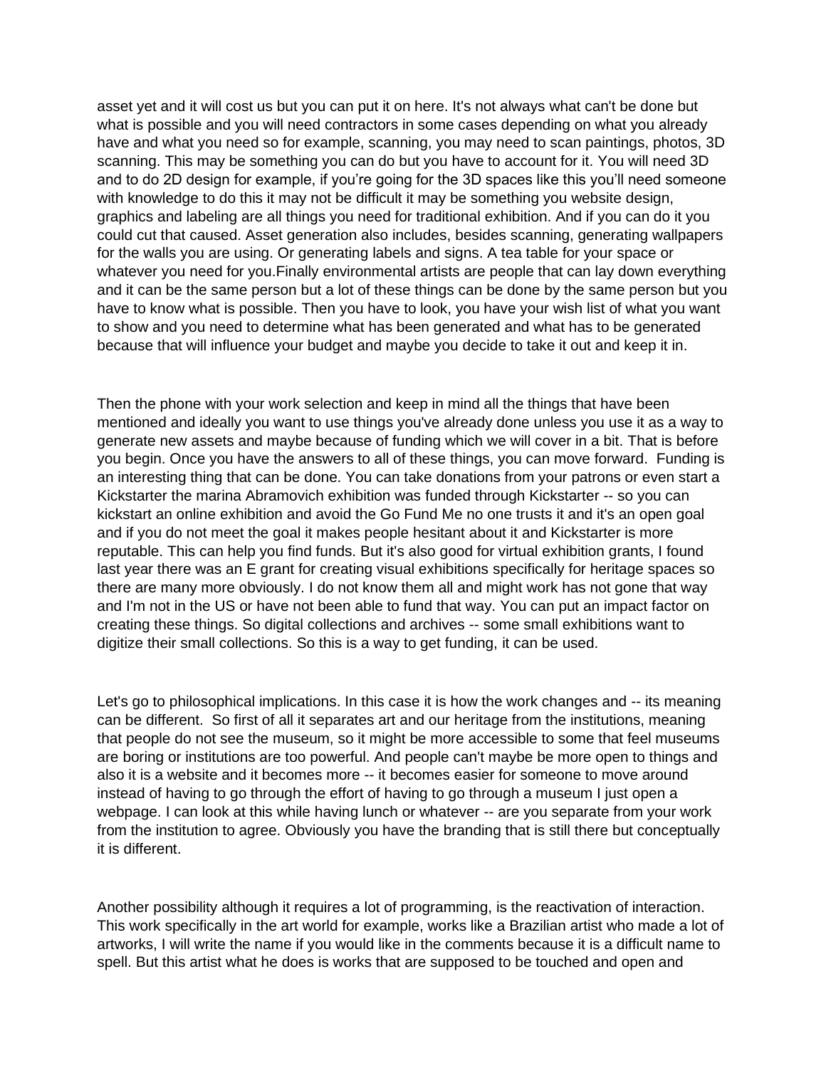asset yet and it will cost us but you can put it on here. It's not always what can't be done but what is possible and you will need contractors in some cases depending on what you already have and what you need so for example, scanning, you may need to scan paintings, photos, 3D scanning. This may be something you can do but you have to account for it. You will need 3D and to do 2D design for example, if you're going for the 3D spaces like this you'll need someone with knowledge to do this it may not be difficult it may be something you website design, graphics and labeling are all things you need for traditional exhibition. And if you can do it you could cut that caused. Asset generation also includes, besides scanning, generating wallpapers for the walls you are using. Or generating labels and signs. A tea table for your space or whatever you need for you.Finally environmental artists are people that can lay down everything and it can be the same person but a lot of these things can be done by the same person but you have to know what is possible. Then you have to look, you have your wish list of what you want to show and you need to determine what has been generated and what has to be generated because that will influence your budget and maybe you decide to take it out and keep it in.

Then the phone with your work selection and keep in mind all the things that have been mentioned and ideally you want to use things you've already done unless you use it as a way to generate new assets and maybe because of funding which we will cover in a bit. That is before you begin. Once you have the answers to all of these things, you can move forward. Funding is an interesting thing that can be done. You can take donations from your patrons or even start a Kickstarter the marina Abramovich exhibition was funded through Kickstarter -- so you can kickstart an online exhibition and avoid the Go Fund Me no one trusts it and it's an open goal and if you do not meet the goal it makes people hesitant about it and Kickstarter is more reputable. This can help you find funds. But it's also good for virtual exhibition grants, I found last year there was an E grant for creating visual exhibitions specifically for heritage spaces so there are many more obviously. I do not know them all and might work has not gone that way and I'm not in the US or have not been able to fund that way. You can put an impact factor on creating these things. So digital collections and archives -- some small exhibitions want to digitize their small collections. So this is a way to get funding, it can be used.

Let's go to philosophical implications. In this case it is how the work changes and -- its meaning can be different. So first of all it separates art and our heritage from the institutions, meaning that people do not see the museum, so it might be more accessible to some that feel museums are boring or institutions are too powerful. And people can't maybe be more open to things and also it is a website and it becomes more -- it becomes easier for someone to move around instead of having to go through the effort of having to go through a museum I just open a webpage. I can look at this while having lunch or whatever -- are you separate from your work from the institution to agree. Obviously you have the branding that is still there but conceptually it is different.

Another possibility although it requires a lot of programming, is the reactivation of interaction. This work specifically in the art world for example, works like a Brazilian artist who made a lot of artworks, I will write the name if you would like in the comments because it is a difficult name to spell. But this artist what he does is works that are supposed to be touched and open and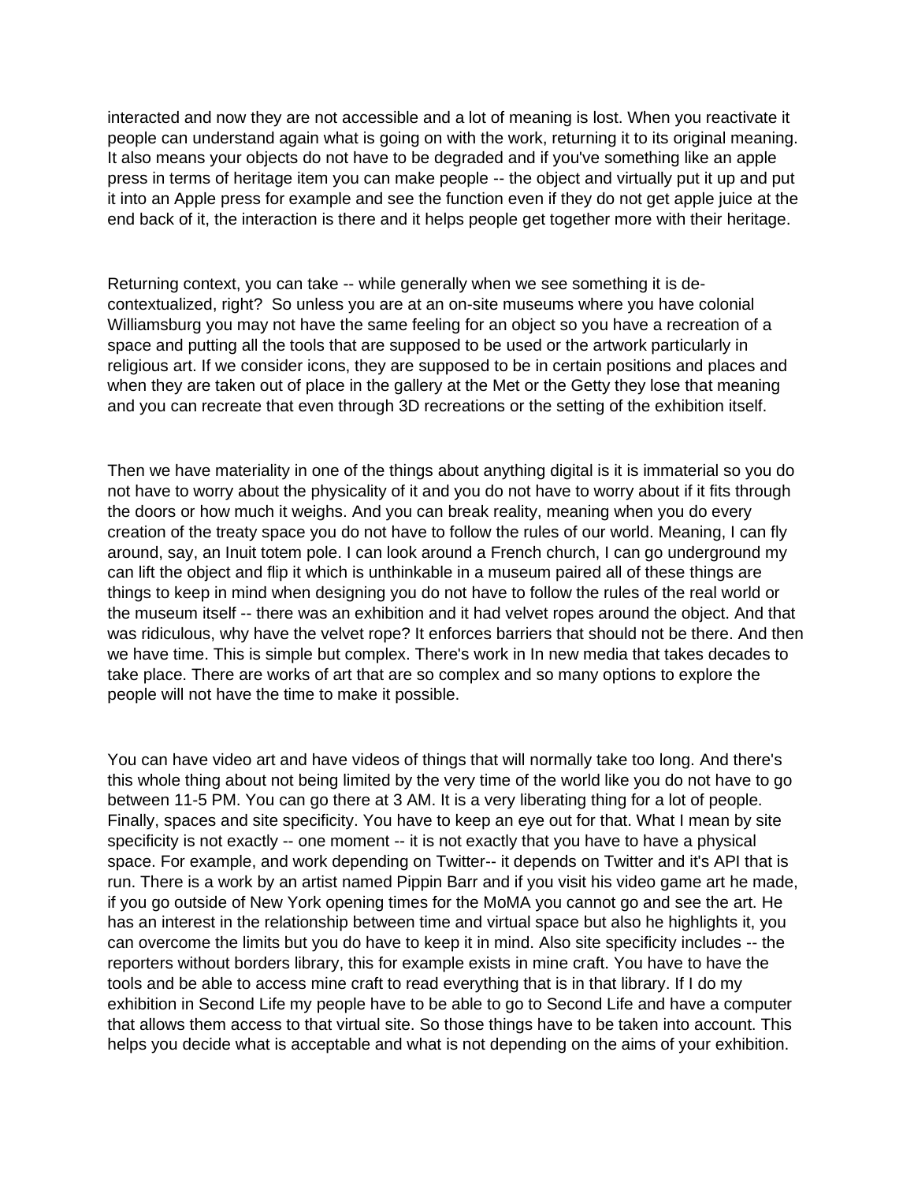interacted and now they are not accessible and a lot of meaning is lost. When you reactivate it people can understand again what is going on with the work, returning it to its original meaning. It also means your objects do not have to be degraded and if you've something like an apple press in terms of heritage item you can make people -- the object and virtually put it up and put it into an Apple press for example and see the function even if they do not get apple juice at the end back of it, the interaction is there and it helps people get together more with their heritage.

Returning context, you can take -- while generally when we see something it is de-contextualized, right? So unless you are at an on-site museums where you have colonial Williamsburg you may not have the same feeling for an object so you have a recreation of a space and putting all the tools that are supposed to be used or the artwork particularly in religious art. If we consider icons, they are supposed to be in certain positions and places and when they are taken out of place in the gallery at the Met or the Getty they lose that meaning and you can recreate that even through 3D recreations or the setting of the exhibition itself.

Then we have materiality in one of the things about anything digital is it is immaterial so you do not have to worry about the physicality of it and you do not have to worry about if it fits through the doors or how much it weighs. And you can break reality, meaning when you do every creation of the treaty space you do not have to follow the rules of our world. Meaning, I can fly around, say, an Inuit totem pole. I can look around a French church, I can go underground my can lift the object and flip it which is unthinkable in a museum paired all of these things are things to keep in mind when designing you do not have to follow the rules of the real world or the museum itself -- there was an exhibition and it had velvet ropes around the object. And that was ridiculous, why have the velvet rope? It enforces barriers that should not be there. And then we have time. This is simple but complex. There's work in In new media that takes decades to take place. There are works of art that are so complex and so many options to explore the people will not have the time to make it possible.

You can have video art and have videos of things that will normally take too long. And there's this whole thing about not being limited by the very time of the world like you do not have to go between 11-5 PM. You can go there at 3 AM. It is a very liberating thing for a lot of people. Finally, spaces and site specificity. You have to keep an eye out for that. What I mean by site specificity is not exactly -- one moment -- it is not exactly that you have to have a physical space. For example, and work depending on Twitter-- it depends on Twitter and it's API that is run. There is a work by an artist named Pippin Barr and if you visit his video game art he made, if you go outside of New York opening times for the MoMA you cannot go and see the art. He has an interest in the relationship between time and virtual space but also he highlights it, you can overcome the limits but you do have to keep it in mind. Also site specificity includes -- the reporters without borders library, this for example exists in mine craft. You have to have the tools and be able to access mine craft to read everything that is in that library. If I do my exhibition in Second Life my people have to be able to go to Second Life and have a computer that allows them access to that virtual site. So those things have to be taken into account. This helps you decide what is acceptable and what is not depending on the aims of your exhibition.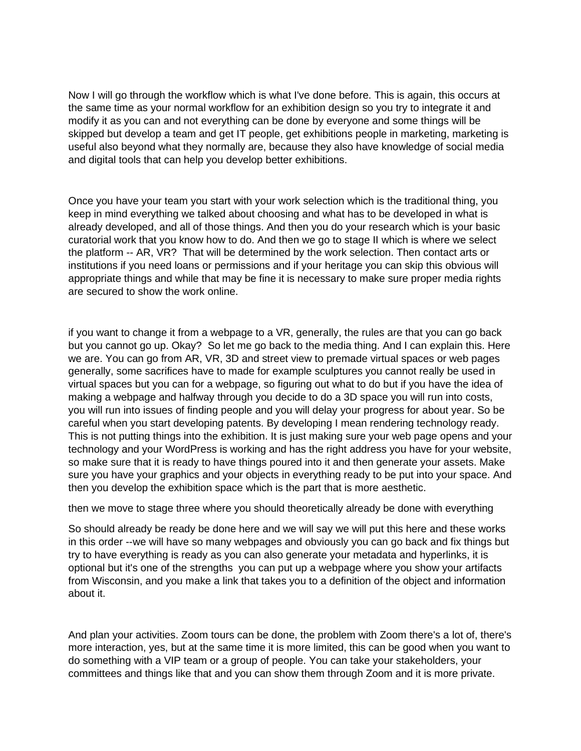Now I will go through the workflow which is what I've done before. This is again, this occurs at the same time as your normal workflow for an exhibition design so you try to integrate it and modify it as you can and not everything can be done by everyone and some things will be skipped but develop a team and get IT people, get exhibitions people in marketing, marketing is useful also beyond what they normally are, because they also have knowledge of social media and digital tools that can help you develop better exhibitions.

Once you have your team you start with your work selection which is the traditional thing, you keep in mind everything we talked about choosing and what has to be developed in what is already developed, and all of those things. And then you do your research which is your basic curatorial work that you know how to do. And then we go to stage II which is where we select the platform -- AR, VR? That will be determined by the work selection. Then contact arts or institutions if you need loans or permissions and if your heritage you can skip this obvious will appropriate things and while that may be fine it is necessary to make sure proper media rights are secured to show the work online.

if you want to change it from a webpage to a VR, generally, the rules are that you can go back but you cannot go up. Okay? So let me go back to the media thing. And I can explain this. Here we are. You can go from AR, VR, 3D and street view to premade virtual spaces or web pages generally, some sacrifices have to made for example sculptures you cannot really be used in virtual spaces but you can for a webpage, so figuring out what to do but if you have the idea of making a webpage and halfway through you decide to do a 3D space you will run into costs, you will run into issues of finding people and you will delay your progress for about year. So be careful when you start developing patents. By developing I mean rendering technology ready. This is not putting things into the exhibition. It is just making sure your web page opens and your technology and your WordPress is working and has the right address you have for your website, so make sure that it is ready to have things poured into it and then generate your assets. Make sure you have your graphics and your objects in everything ready to be put into your space. And then you develop the exhibition space which is the part that is more aesthetic.

then we move to stage three where you should theoretically already be done with everything

So should already be ready be done here and we will say we will put this here and these works in this order --we will have so many webpages and obviously you can go back and fix things but try to have everything is ready as you can also generate your metadata and hyperlinks, it is optional but it's one of the strengths you can put up a webpage where you show your artifacts from Wisconsin, and you make a link that takes you to a definition of the object and information about it.

And plan your activities. Zoom tours can be done, the problem with Zoom there's a lot of, there's more interaction, yes, but at the same time it is more limited, this can be good when you want to do something with a VIP team or a group of people. You can take your stakeholders, your committees and things like that and you can show them through Zoom and it is more private.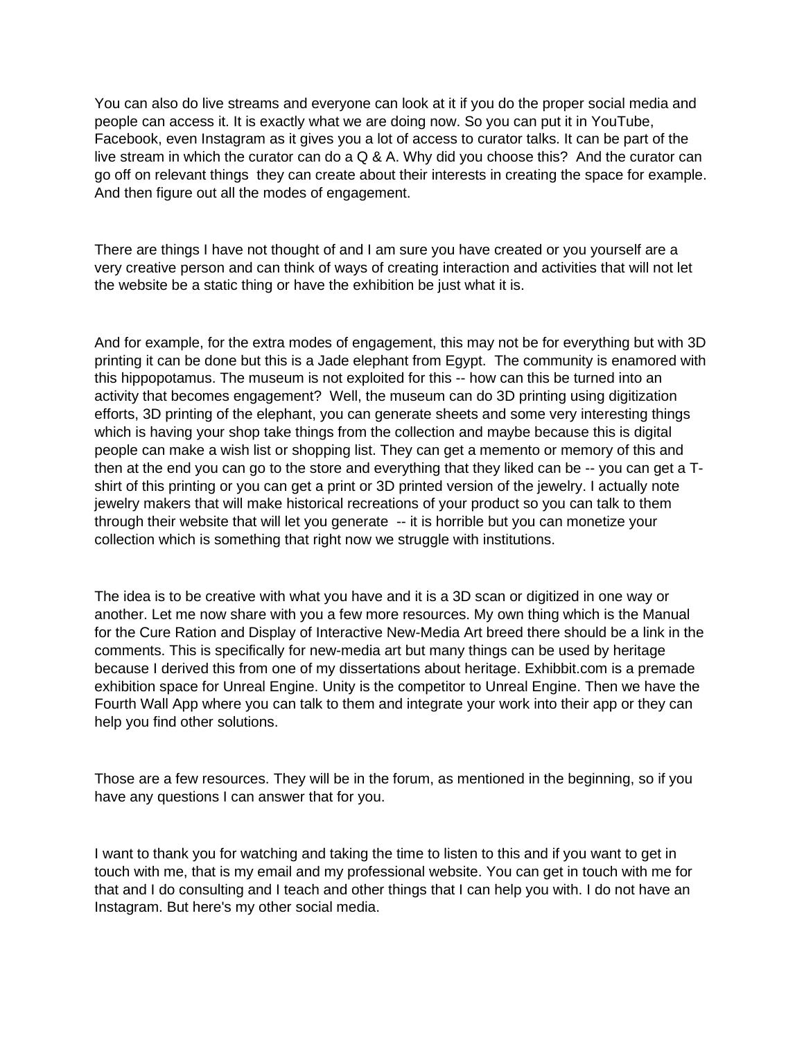You can also do live streams and everyone can look at it if you do the proper social media and people can access it. It is exactly what we are doing now. So you can put it in YouTube, Facebook, even Instagram as it gives you a lot of access to curator talks. It can be part of the live stream in which the curator can do a Q & A. Why did you choose this? And the curator can go off on relevant things they can create about their interests in creating the space for example. And then figure out all the modes of engagement.

There are things I have not thought of and I am sure you have created or you yourself are a very creative person and can think of ways of creating interaction and activities that will not let the website be a static thing or have the exhibition be just what it is.

And for example, for the extra modes of engagement, this may not be for everything but with 3D printing it can be done but this is a Jade elephant from Egypt. The community is enamored with this hippopotamus. The museum is not exploited for this -- how can this be turned into an activity that becomes engagement? Well, the museum can do 3D printing using digitization efforts, 3D printing of the elephant, you can generate sheets and some very interesting things which is having your shop take things from the collection and maybe because this is digital people can make a wish list or shopping list. They can get a memento or memory of this and then at the end you can go to the store and everything that they liked can be -- you can get a T-shirt of this printing or you can get a print or 3D printed version of the jewelry. I actually note jewelry makers that will make historical recreations of your product so you can talk to them through their website that will let you generate -- it is horrible but you can monetize your collection which is something that right now we struggle with institutions.

The idea is to be creative with what you have and it is a 3D scan or digitized in one way or another. Let me now share with you a few more resources. My own thing which is the Manual for the Cure Ration and Display of Interactive New-Media Art breed there should be a link in the comments. This is specifically for new-media art but many things can be used by heritage because I derived this from one of my dissertations about heritage. Exhibbit.com is a premade exhibition space for Unreal Engine. Unity is the competitor to Unreal Engine. Then we have the Fourth Wall App where you can talk to them and integrate your work into their app or they can help you find other solutions.

Those are a few resources. They will be in the forum, as mentioned in the beginning, so if you have any questions I can answer that for you.

I want to thank you for watching and taking the time to listen to this and if you want to get in touch with me, that is my email and my professional website. You can get in touch with me for that and I do consulting and I teach and other things that I can help you with. I do not have an Instagram. But here's my other social media.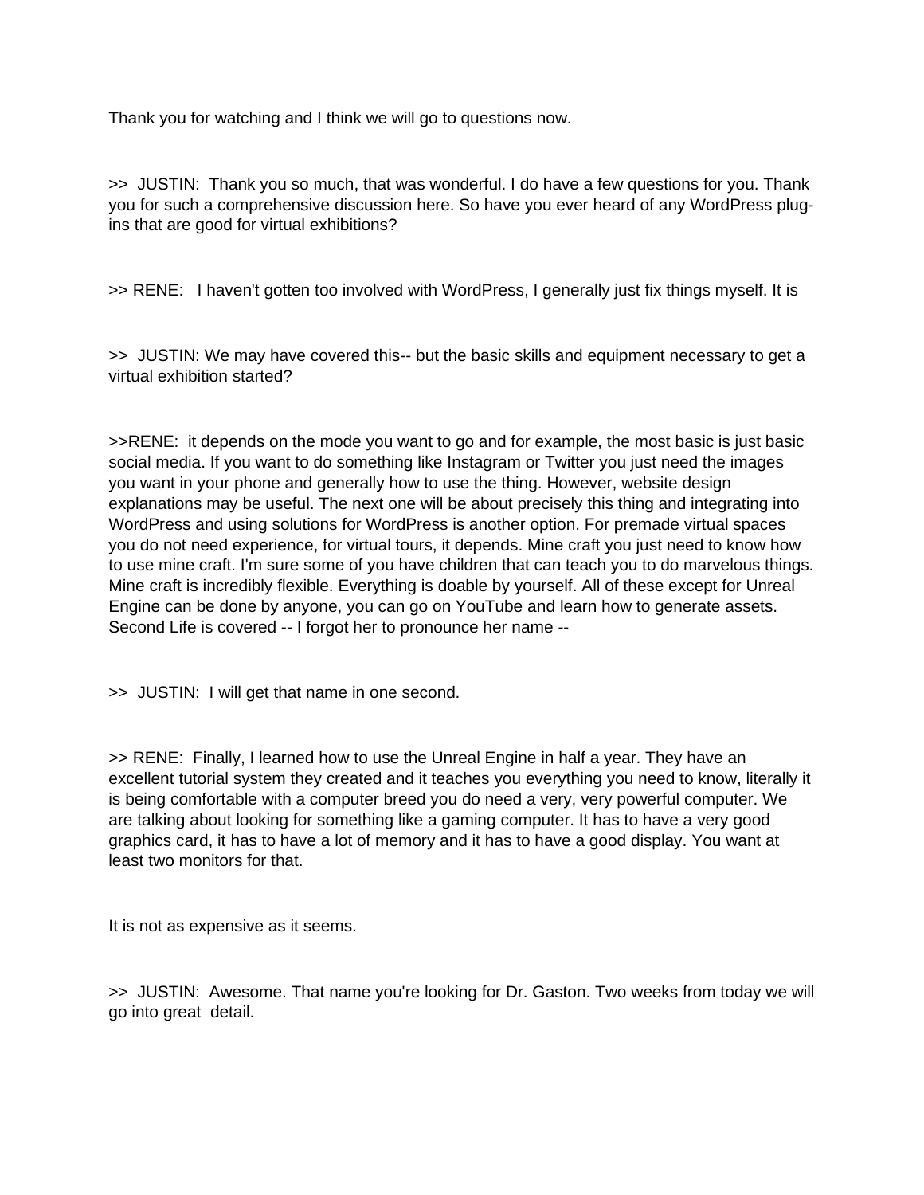Thank you for watching and I think we will go to questions now.

>> JUSTIN: Thank you so much, that was wonderful. I do have a few questions for you. Thank you for such a comprehensive discussion here. So have you ever heard of any WordPress plug-ins that are good for virtual exhibitions?

>> RENE: I haven't gotten too involved with WordPress, I generally just fix things myself. It is

>> JUSTIN: We may have covered this-- but the basic skills and equipment necessary to get a virtual exhibition started?

>>RENE: it depends on the mode you want to go and for example, the most basic is just basic social media. If you want to do something like Instagram or Twitter you just need the images you want in your phone and generally how to use the thing. However, website design explanations may be useful. The next one will be about precisely this thing and integrating into WordPress and using solutions for WordPress is another option. For premade virtual spaces you do not need experience, for virtual tours, it depends. Mine craft you just need to know how to use mine craft. I'm sure some of you have children that can teach you to do marvelous things. Mine craft is incredibly flexible. Everything is doable by yourself. All of these except for Unreal Engine can be done by anyone, you can go on YouTube and learn how to generate assets. Second Life is covered -- I forgot her to pronounce her name --

>> JUSTIN: I will get that name in one second.

>> RENE: Finally, I learned how to use the Unreal Engine in half a year. They have an excellent tutorial system they created and it teaches you everything you need to know, literally it is being comfortable with a computer breed you do need a very, very powerful computer. We are talking about looking for something like a gaming computer. It has to have a very good graphics card, it has to have a lot of memory and it has to have a good display. You want at least two monitors for that.

It is not as expensive as it seems.

>> JUSTIN: Awesome. That name you're looking for Dr. Gaston. Two weeks from today we will go into great detail.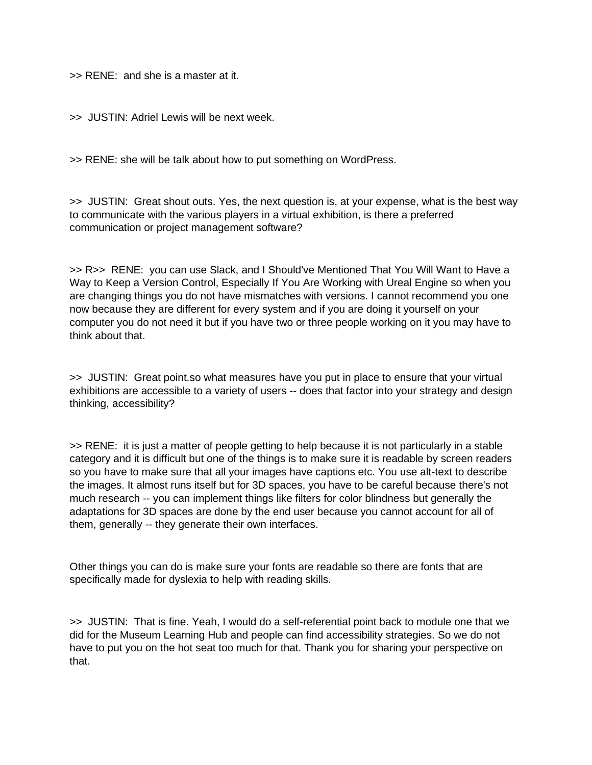>> RENE:  and she is a master at it.

>>  JUSTIN: Adriel Lewis will be next week.

>> RENE: she will be talk about how to put something on WordPress.

>>  JUSTIN:  Great shout outs. Yes, the next question is, at your expense, what is the best way to communicate with the various players in a virtual exhibition, is there a preferred communication or project management software?

>> R>>  RENE:  you can use Slack, and I Should've Mentioned That You Will Want to Have a Way to Keep a Version Control, Especially If You Are Working with Ureal Engine so when you are changing things you do not have mismatches with versions. I cannot recommend you one now because they are different for every system and if you are doing it yourself on your computer you do not need it but if you have two or three people working on it you may have to think about that.

>>  JUSTIN:  Great point.so what measures have you put in place to ensure that your virtual exhibitions are accessible to a variety of users -- does that factor into your strategy and design thinking, accessibility?

>> RENE:  it is just a matter of people getting to help because it is not particularly in a stable category and it is difficult but one of the things is to make sure it is readable by screen readers so you have to make sure that all your images have captions etc. You use alt-text to describe the images. It almost runs itself but for 3D spaces, you have to be careful because there's not much research -- you can implement things like filters for color blindness but generally the adaptations for 3D spaces are done by the end user because you cannot account for all of them, generally -- they generate their own interfaces.

Other things you can do is make sure your fonts are readable so there are fonts that are specifically made for dyslexia to help with reading skills.

>>  JUSTIN:  That is fine. Yeah, I would do a self-referential point back to module one that we did for the Museum Learning Hub and people can find accessibility strategies. So we do not have to put you on the hot seat too much for that. Thank you for sharing your perspective on that.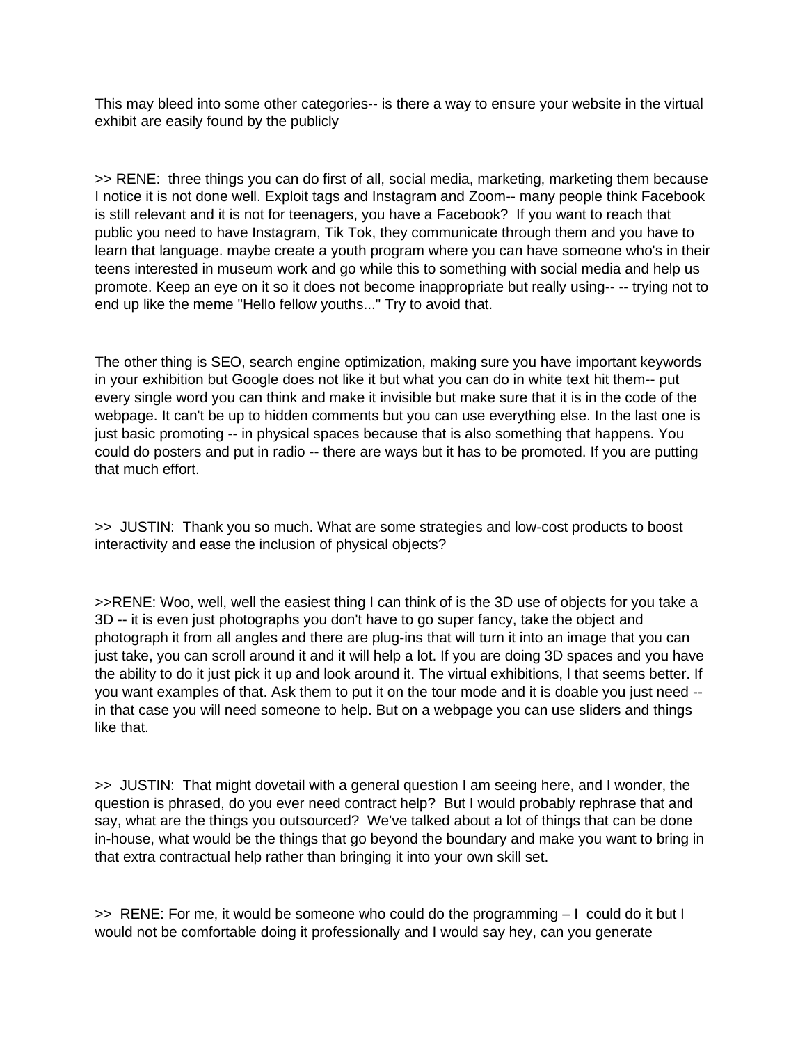This may bleed into some other categories-- is there a way to ensure your website in the virtual exhibit are easily found by the publicly

>> RENE:  three things you can do first of all, social media, marketing, marketing them because I notice it is not done well. Exploit tags and Instagram and Zoom-- many people think Facebook is still relevant and it is not for teenagers, you have a Facebook?  If you want to reach that public you need to have Instagram, Tik Tok, they communicate through them and you have to learn that language. maybe create a youth program where you can have someone who's in their teens interested in museum work and go while this to something with social media and help us promote. Keep an eye on it so it does not become inappropriate but really using-- -- trying not to end up like the meme "Hello fellow youths..." Try to avoid that.

The other thing is SEO, search engine optimization, making sure you have important keywords in your exhibition but Google does not like it but what you can do in white text hit them-- put every single word you can think and make it invisible but make sure that it is in the code of the webpage. It can't be up to hidden comments but you can use everything else. In the last one is just basic promoting -- in physical spaces because that is also something that happens. You could do posters and put in radio -- there are ways but it has to be promoted. If you are putting that much effort.

>>  JUSTIN:  Thank you so much. What are some strategies and low-cost products to boost interactivity and ease the inclusion of physical objects?

>>RENE: Woo, well, well the easiest thing I can think of is the 3D use of objects for you take a 3D -- it is even just photographs you don't have to go super fancy, take the object and photograph it from all angles and there are plug-ins that will turn it into an image that you can just take, you can scroll around it and it will help a lot. If you are doing 3D spaces and you have the ability to do it just pick it up and look around it. The virtual exhibitions, l that seems better. If you want examples of that. Ask them to put it on the tour mode and it is doable you just need -- in that case you will need someone to help. But on a webpage you can use sliders and things like that.

>>  JUSTIN:  That might dovetail with a general question I am seeing here, and I wonder, the question is phrased, do you ever need contract help?  But I would probably rephrase that and say, what are the things you outsourced?  We've talked about a lot of things that can be done in-house, what would be the things that go beyond the boundary and make you want to bring in that extra contractual help rather than bringing it into your own skill set.

>>  RENE: For me, it would be someone who could do the programming – I  could do it but I would not be comfortable doing it professionally and I would say hey, can you generate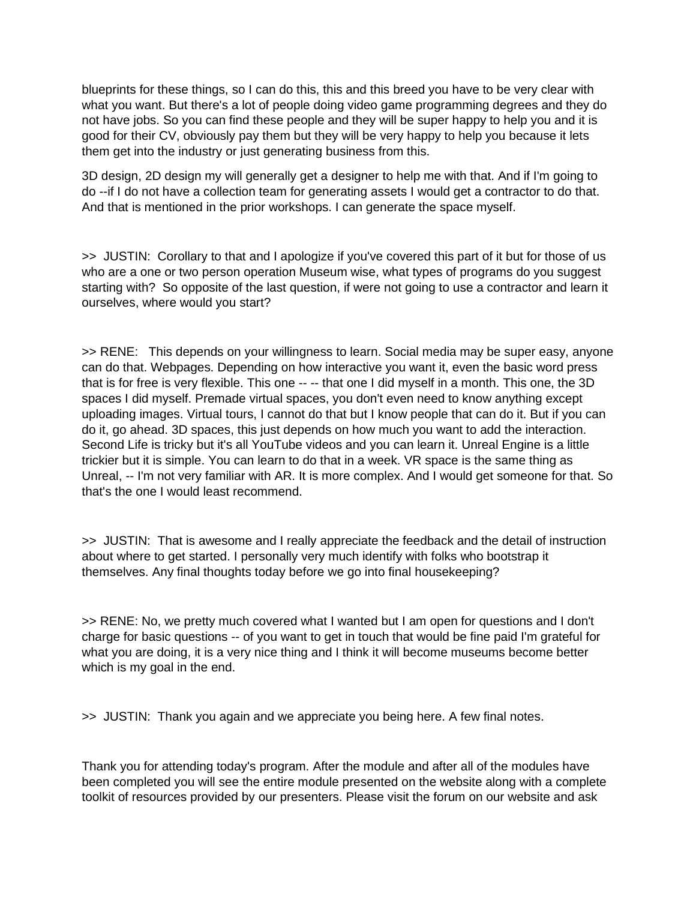blueprints for these things, so I can do this, this and this breed you have to be very clear with what you want. But there's a lot of people doing video game programming degrees and they do not have jobs. So you can find these people and they will be super happy to help you and it is good for their CV, obviously pay them but they will be very happy to help you because it lets them get into the industry or just generating business from this.

3D design, 2D design my will generally get a designer to help me with that. And if I'm going to do --if I do not have a collection team for generating assets I would get a contractor to do that. And that is mentioned in the prior workshops. I can generate the space myself.

>> JUSTIN: Corollary to that and I apologize if you've covered this part of it but for those of us who are a one or two person operation Museum wise, what types of programs do you suggest starting with? So opposite of the last question, if were not going to use a contractor and learn it ourselves, where would you start?

>> RENE: This depends on your willingness to learn. Social media may be super easy, anyone can do that. Webpages. Depending on how interactive you want it, even the basic word press that is for free is very flexible. This one -- -- that one I did myself in a month. This one, the 3D spaces I did myself. Premade virtual spaces, you don't even need to know anything except uploading images. Virtual tours, I cannot do that but I know people that can do it. But if you can do it, go ahead. 3D spaces, this just depends on how much you want to add the interaction. Second Life is tricky but it's all YouTube videos and you can learn it. Unreal Engine is a little trickier but it is simple. You can learn to do that in a week. VR space is the same thing as Unreal, -- I'm not very familiar with AR. It is more complex. And I would get someone for that. So that's the one I would least recommend.

>> JUSTIN: That is awesome and I really appreciate the feedback and the detail of instruction about where to get started. I personally very much identify with folks who bootstrap it themselves. Any final thoughts today before we go into final housekeeping?

>> RENE: No, we pretty much covered what I wanted but I am open for questions and I don't charge for basic questions -- of you want to get in touch that would be fine paid I'm grateful for what you are doing, it is a very nice thing and I think it will become museums become better which is my goal in the end.

>> JUSTIN: Thank you again and we appreciate you being here. A few final notes.

Thank you for attending today's program. After the module and after all of the modules have been completed you will see the entire module presented on the website along with a complete toolkit of resources provided by our presenters. Please visit the forum on our website and ask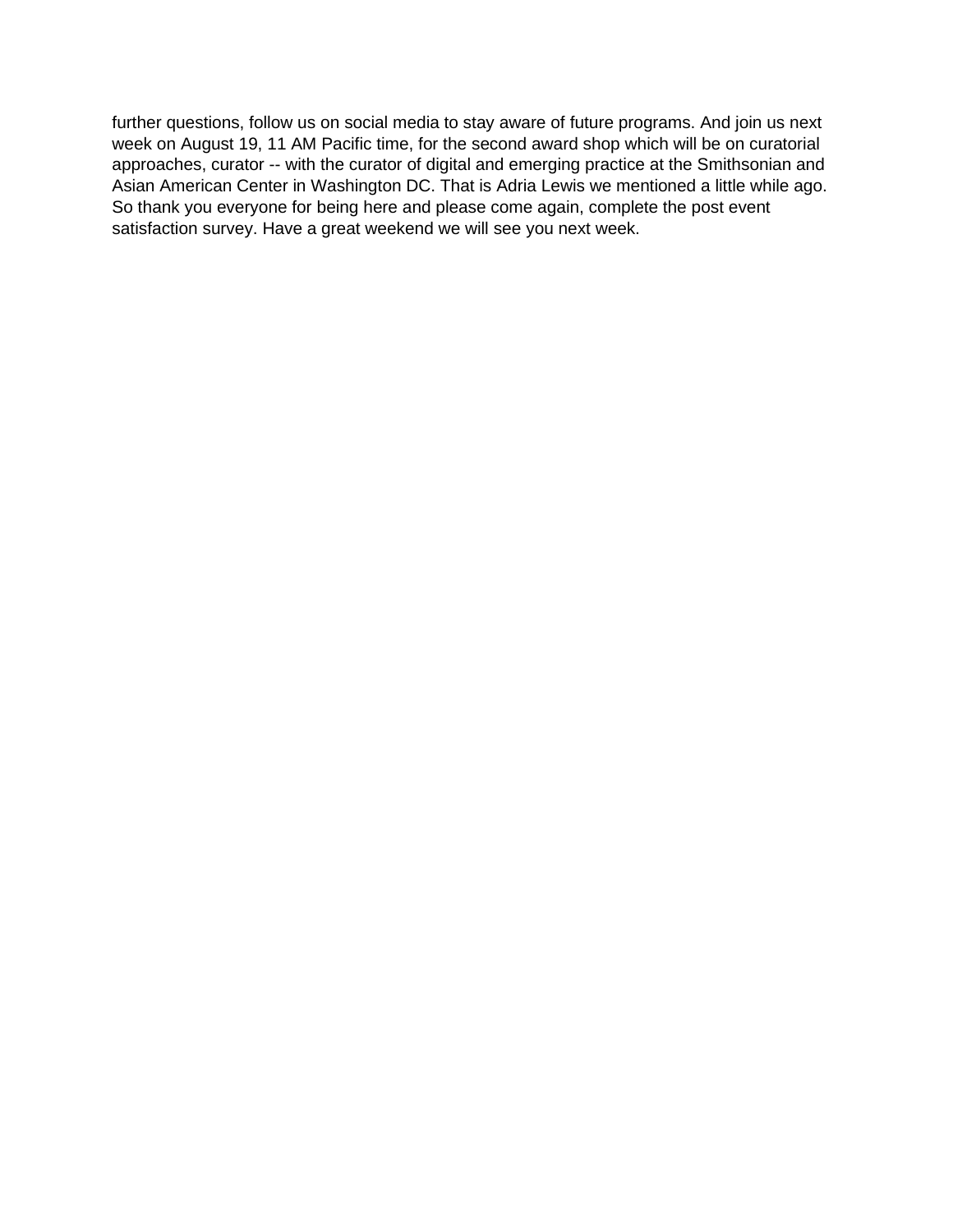further questions, follow us on social media to stay aware of future programs. And join us next week on August 19, 11 AM Pacific time, for the second award shop which will be on curatorial approaches, curator -- with the curator of digital and emerging practice at the Smithsonian and Asian American Center in Washington DC. That is Adria Lewis we mentioned a little while ago. So thank you everyone for being here and please come again, complete the post event satisfaction survey. Have a great weekend we will see you next week.